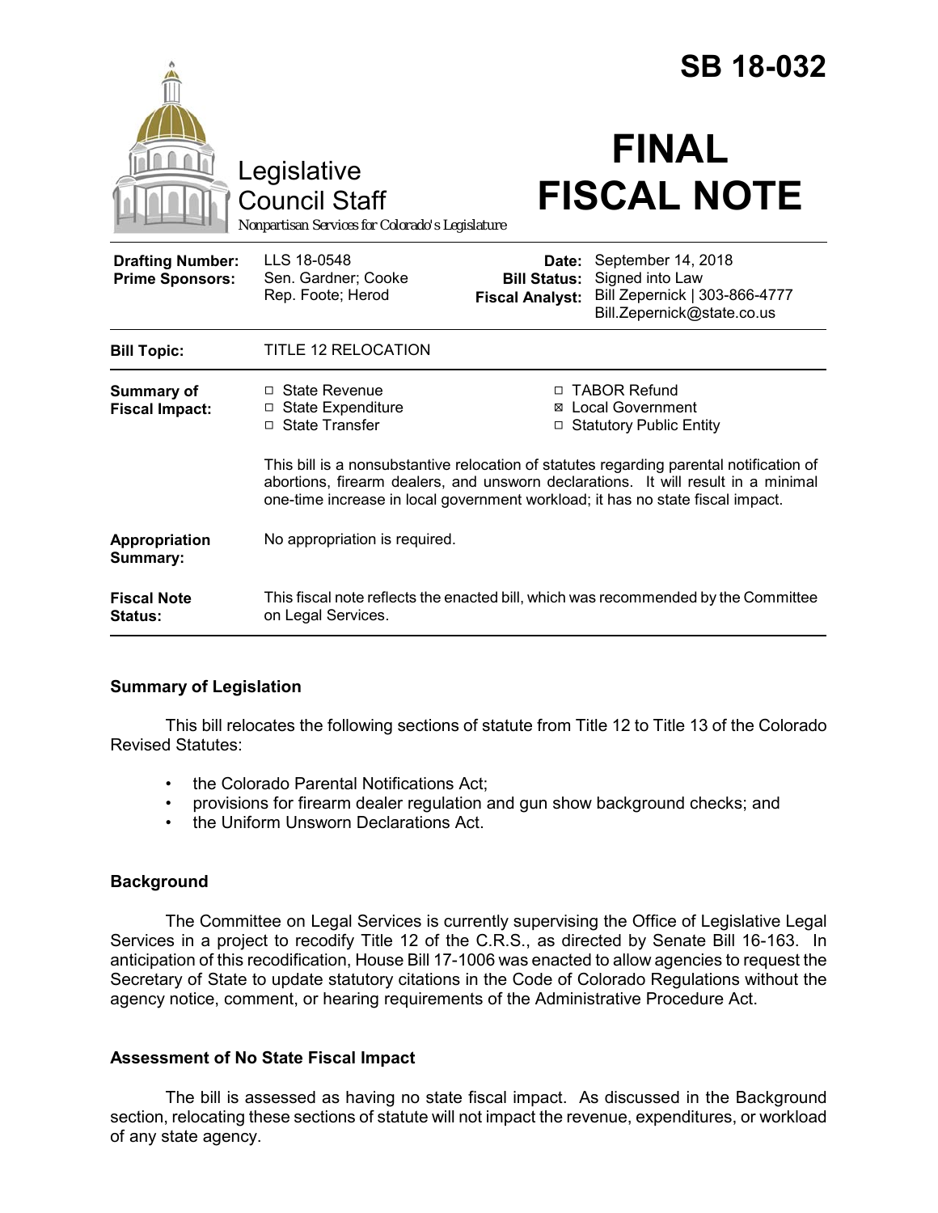# SB 18-032

Legislative Council Staff

*Nonpartisan Services for Colorado's Legislature*

# FINAL FISCAL NOTE

| | | | |
|---|---|---|---|
| **Drafting Number:** | LLS 18-0548 | **Date:** | September 14, 2018 |
| **Prime Sponsors:** | Sen. Gardner; Cooke<br>Rep. Foote; Herod | **Bill Status:** | Signed into Law |
| | | **Fiscal Analyst:** | Bill Zepernick \| 303-866-4777<br>Bill.Zepernick@state.co.us |

| | |
|---|---|
| **Bill Topic:** | TITLE 12 RELOCATION |
| **Summary of Fiscal Impact:** | ☐ State Revenue ☐ State Expenditure ☐ State Transfer ☐ TABOR Refund ☒ Local Government ☐ Statutory Public Entity<br><br>This bill is a nonsubstantive relocation of statutes regarding parental notification of abortions, firearm dealers, and unsworn declarations. It will result in a minimal one-time increase in local government workload; it has no state fiscal impact. |
| **Appropriation Summary:** | No appropriation is required. |
| **Fiscal Note Status:** | This fiscal note reflects the enacted bill, which was recommended by the Committee on Legal Services. |

### Summary of Legislation

This bill relocates the following sections of statute from Title 12 to Title 13 of the Colorado Revised Statutes:

- the Colorado Parental Notifications Act;
- provisions for firearm dealer regulation and gun show background checks; and
- the Uniform Unsworn Declarations Act.

### Background

The Committee on Legal Services is currently supervising the Office of Legislative Legal Services in a project to recodify Title 12 of the C.R.S., as directed by Senate Bill 16-163. In anticipation of this recodification, House Bill 17-1006 was enacted to allow agencies to request the Secretary of State to update statutory citations in the Code of Colorado Regulations without the agency notice, comment, or hearing requirements of the Administrative Procedure Act.

### Assessment of No State Fiscal Impact

The bill is assessed as having no state fiscal impact. As discussed in the Background section, relocating these sections of statute will not impact the revenue, expenditures, or workload of any state agency.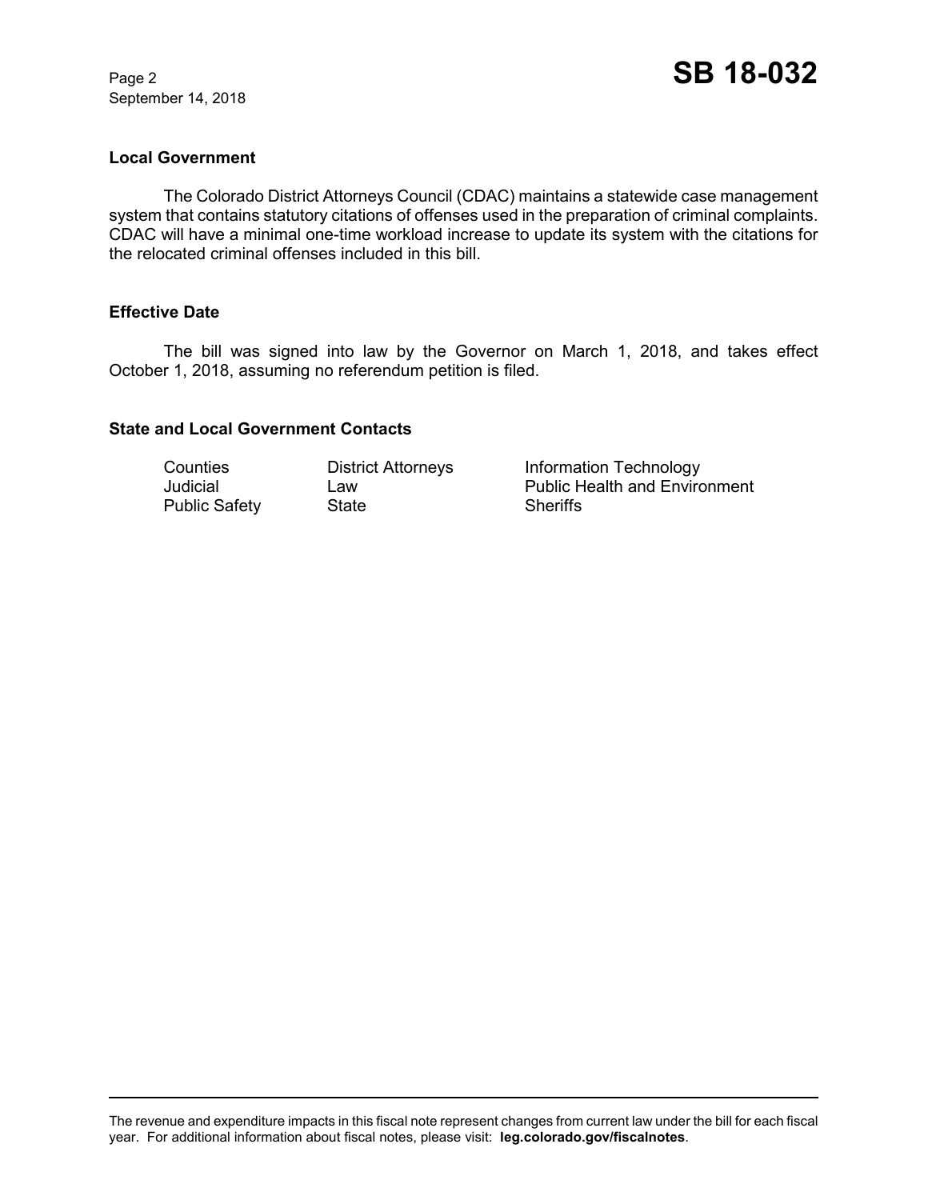### Local Government

The Colorado District Attorneys Council (CDAC) maintains a statewide case management system that contains statutory citations of offenses used in the preparation of criminal complaints. CDAC will have a minimal one-time workload increase to update its system with the citations for the relocated criminal offenses included in this bill.

### Effective Date

The bill was signed into law by the Governor on March 1, 2018, and takes effect October 1, 2018, assuming no referendum petition is filed.

### State and Local Government Contacts

| | | |
|---|---|---|
| Counties | District Attorneys | Information Technology |
| Judicial | Law | Public Health and Environment |
| Public Safety | State | Sheriffs |

The revenue and expenditure impacts in this fiscal note represent changes from current law under the bill for each fiscal year. For additional information about fiscal notes, please visit: **leg.colorado.gov/fiscalnotes**.